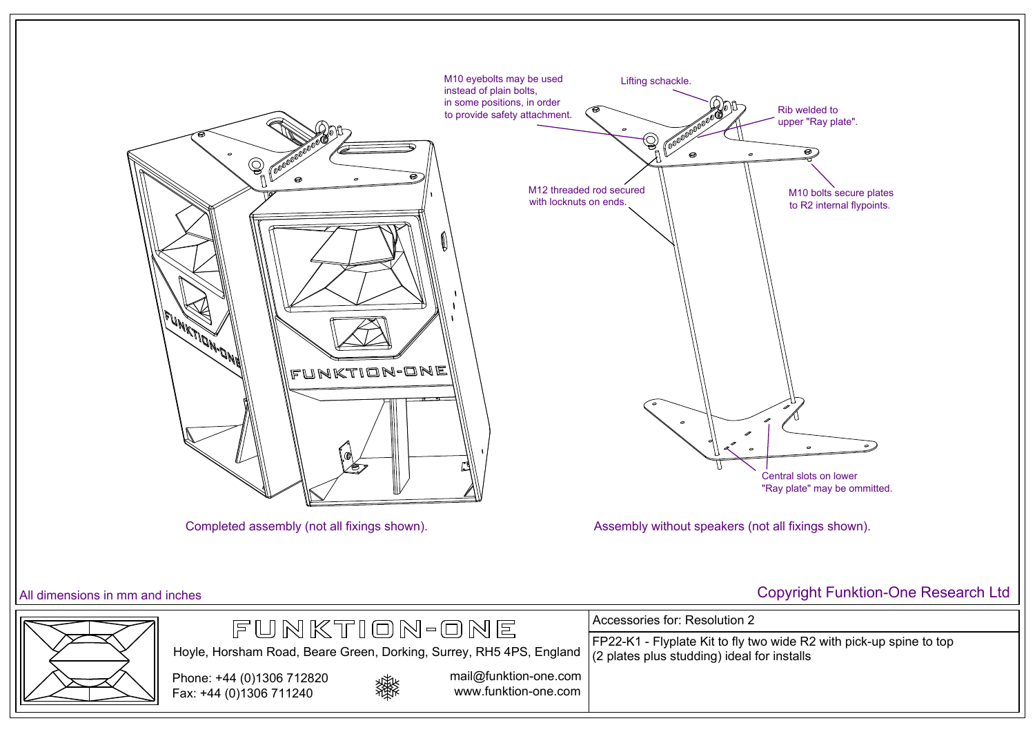M10 eyebolts may be used instead of plain bolts, in some positions, in order to provide safety attachment.

Lifting schackle.

Rib welded to upper "Ray plate".

M12 threaded rod secured with locknuts on ends.

M10 bolts secure plates to R2 internal flypoints.

Central slots on lower "Ray plate" may be ommitted.

Completed assembly (not all fixings shown).

Assembly without speakers (not all fixings shown).

All dimensions in mm and inches

Copyright Funktion-One Research Ltd

FUNKTION-ONE

Hoyle, Horsham Road, Beare Green, Dorking, Surrey, RH5 4PS, England

Phone: +44 (0)1306 712820
Fax: +44 (0)1306 711240

mail@funktion-one.com
www.funktion-one.com

Accessories for: Resolution 2

FP22-K1 - Flyplate Kit to fly two wide R2 with pick-up spine to top (2 plates plus studding) ideal for installs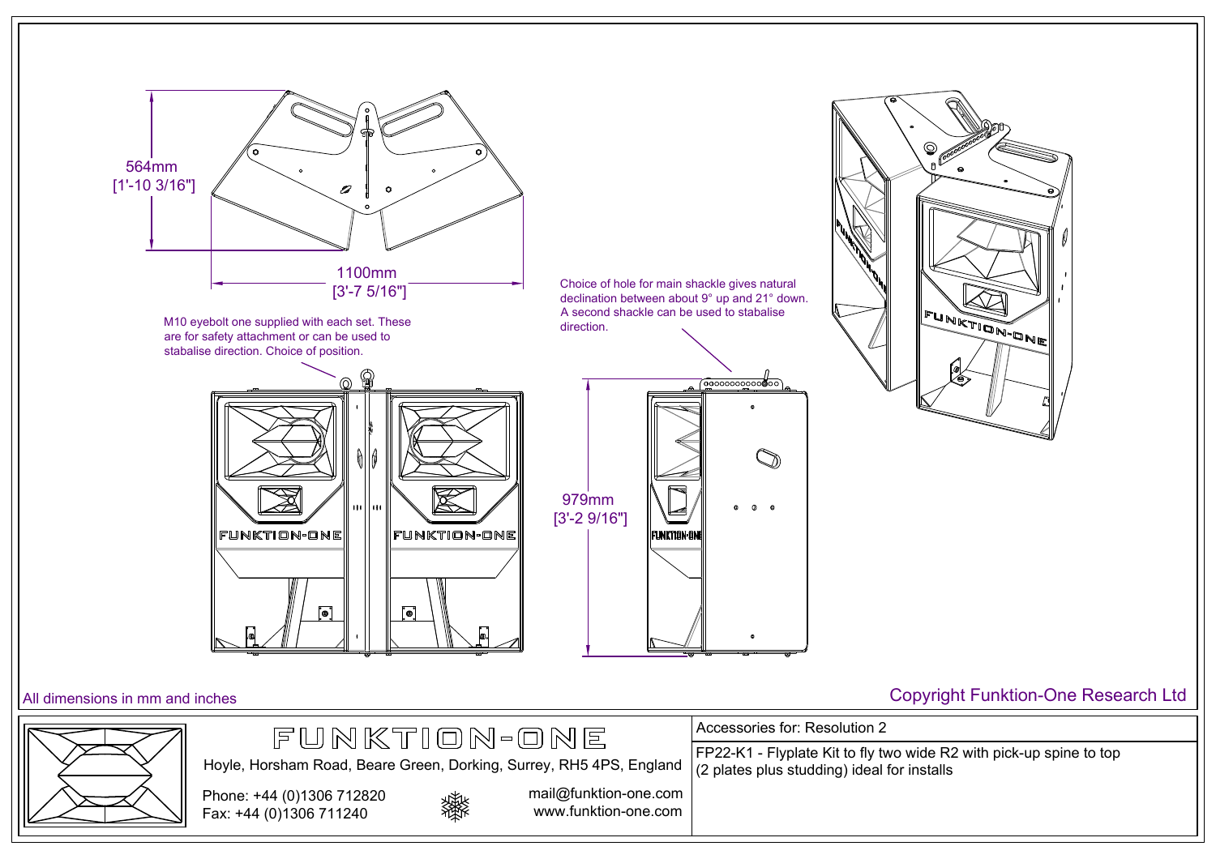564mm
[1'-10 3/16"]

1100mm
[3'-7 5/16"]

M10 eyebolt one supplied with each set. These are for safety attachment or can be used to stabalise direction. Choice of position.

Choice of hole for main shackle gives natural declination between about 9° up and 21° down. A second shackle can be used to stabalise direction.

979mm
[3'-2 9/16"]

FUNKTION-ONE

All dimensions in mm and inches

Copyright Funktion-One Research Ltd

FUNKTION-ONE

Hoyle, Horsham Road, Beare Green, Dorking, Surrey, RH5 4PS, England

Phone: +44 (0)1306 712820
Fax: +44 (0)1306 711240

mail@funktion-one.com
www.funktion-one.com

Accessories for: Resolution 2

FP22-K1 - Flyplate Kit to fly two wide R2 with pick-up spine to top (2 plates plus studding) ideal for installs